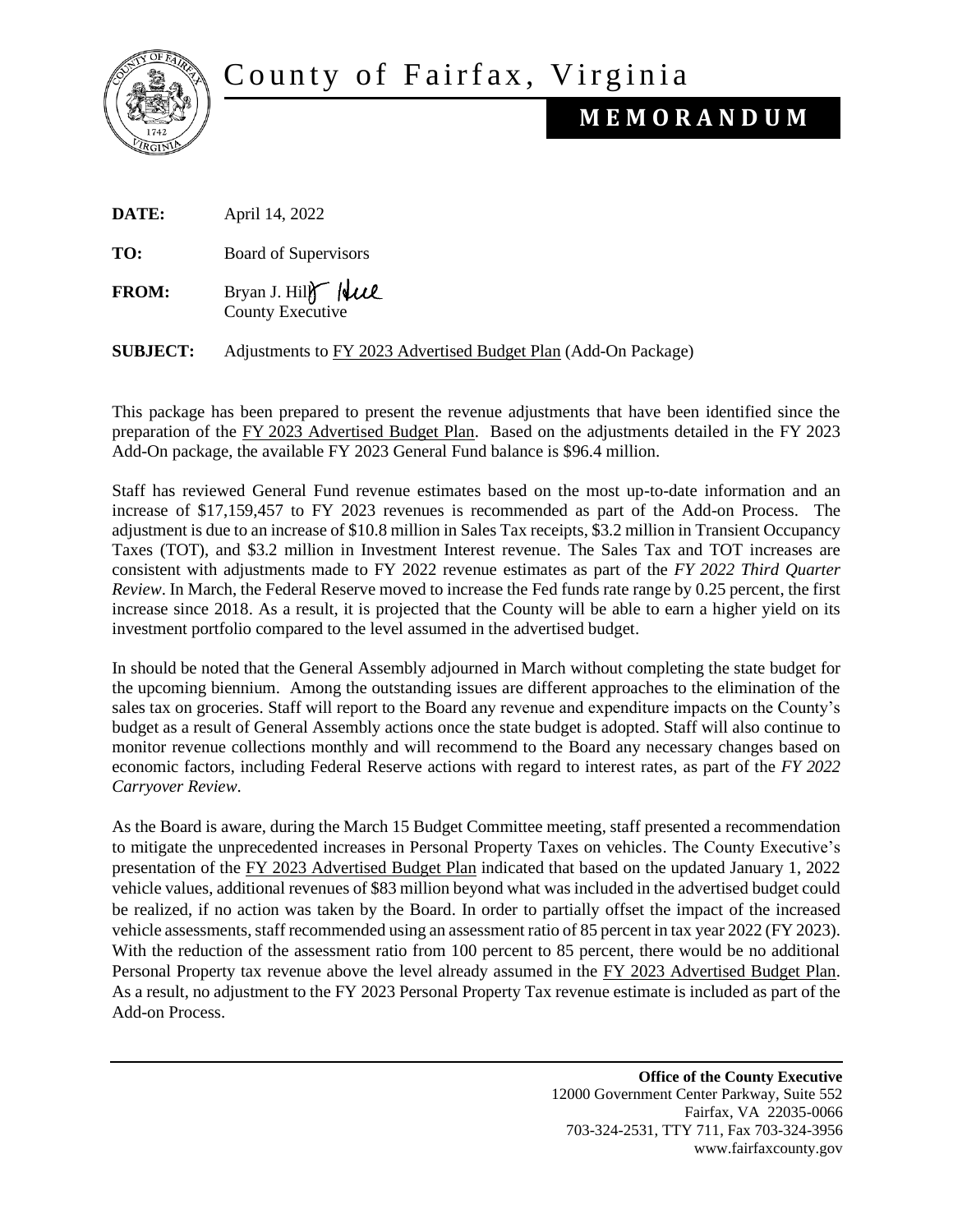# County of Fairfax, Virginia

## MEMORANDUM

**DATE:** April 14, 2022

**TO:** Board of Supervisors

**FROM:** Bryan J. Hill
County Executive

**SUBJECT:** Adjustments to FY 2023 Advertised Budget Plan (Add-On Package)

This package has been prepared to present the revenue adjustments that have been identified since the preparation of the FY 2023 Advertised Budget Plan. Based on the adjustments detailed in the FY 2023 Add-On package, the available FY 2023 General Fund balance is $96.4 million.

Staff has reviewed General Fund revenue estimates based on the most up-to-date information and an increase of $17,159,457 to FY 2023 revenues is recommended as part of the Add-on Process. The adjustment is due to an increase of $10.8 million in Sales Tax receipts, $3.2 million in Transient Occupancy Taxes (TOT), and $3.2 million in Investment Interest revenue. The Sales Tax and TOT increases are consistent with adjustments made to FY 2022 revenue estimates as part of the *FY 2022 Third Quarter Review*. In March, the Federal Reserve moved to increase the Fed funds rate range by 0.25 percent, the first increase since 2018. As a result, it is projected that the County will be able to earn a higher yield on its investment portfolio compared to the level assumed in the advertised budget.

In should be noted that the General Assembly adjourned in March without completing the state budget for the upcoming biennium. Among the outstanding issues are different approaches to the elimination of the sales tax on groceries. Staff will report to the Board any revenue and expenditure impacts on the County's budget as a result of General Assembly actions once the state budget is adopted. Staff will also continue to monitor revenue collections monthly and will recommend to the Board any necessary changes based on economic factors, including Federal Reserve actions with regard to interest rates, as part of the *FY 2022 Carryover Review*.

As the Board is aware, during the March 15 Budget Committee meeting, staff presented a recommendation to mitigate the unprecedented increases in Personal Property Taxes on vehicles. The County Executive's presentation of the FY 2023 Advertised Budget Plan indicated that based on the updated January 1, 2022 vehicle values, additional revenues of $83 million beyond what was included in the advertised budget could be realized, if no action was taken by the Board. In order to partially offset the impact of the increased vehicle assessments, staff recommended using an assessment ratio of 85 percent in tax year 2022 (FY 2023). With the reduction of the assessment ratio from 100 percent to 85 percent, there would be no additional Personal Property tax revenue above the level already assumed in the FY 2023 Advertised Budget Plan. As a result, no adjustment to the FY 2023 Personal Property Tax revenue estimate is included as part of the Add-on Process.

**Office of the County Executive**
12000 Government Center Parkway, Suite 552
Fairfax, VA 22035-0066
703-324-2531, TTY 711, Fax 703-324-3956
www.fairfaxcounty.gov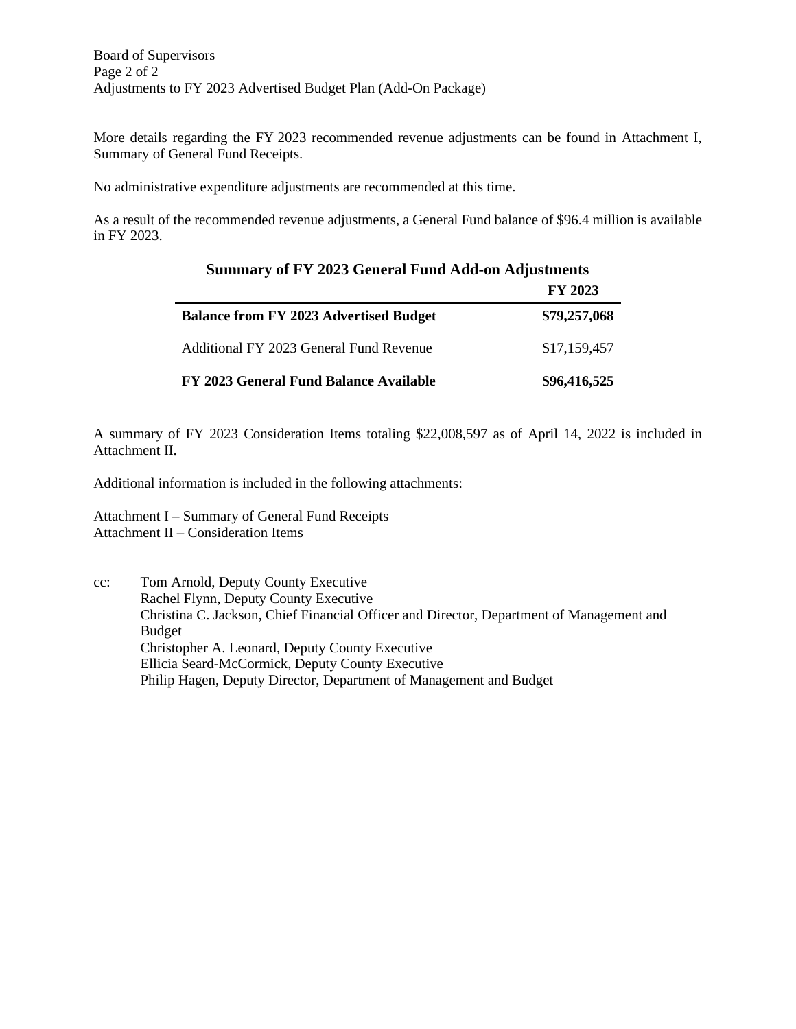More details regarding the FY 2023 recommended revenue adjustments can be found in Attachment I, Summary of General Fund Receipts.

No administrative expenditure adjustments are recommended at this time.

As a result of the recommended revenue adjustments, a General Fund balance of $96.4 million is available in FY 2023.

**Summary of FY 2023 General Fund Add-on Adjustments**

| | **FY 2023** |
|---|---|
| **Balance from FY 2023 Advertised Budget** | **$79,257,068** |
| Additional FY 2023 General Fund Revenue | $17,159,457 |
| **FY 2023 General Fund Balance Available** | **$96,416,525** |

A summary of FY 2023 Consideration Items totaling $22,008,597 as of April 14, 2022 is included in Attachment II.

Additional information is included in the following attachments:

Attachment I – Summary of General Fund Receipts
Attachment II – Consideration Items

cc: Tom Arnold, Deputy County Executive
Rachel Flynn, Deputy County Executive
Christina C. Jackson, Chief Financial Officer and Director, Department of Management and Budget
Christopher A. Leonard, Deputy County Executive
Ellicia Seard-McCormick, Deputy County Executive
Philip Hagen, Deputy Director, Department of Management and Budget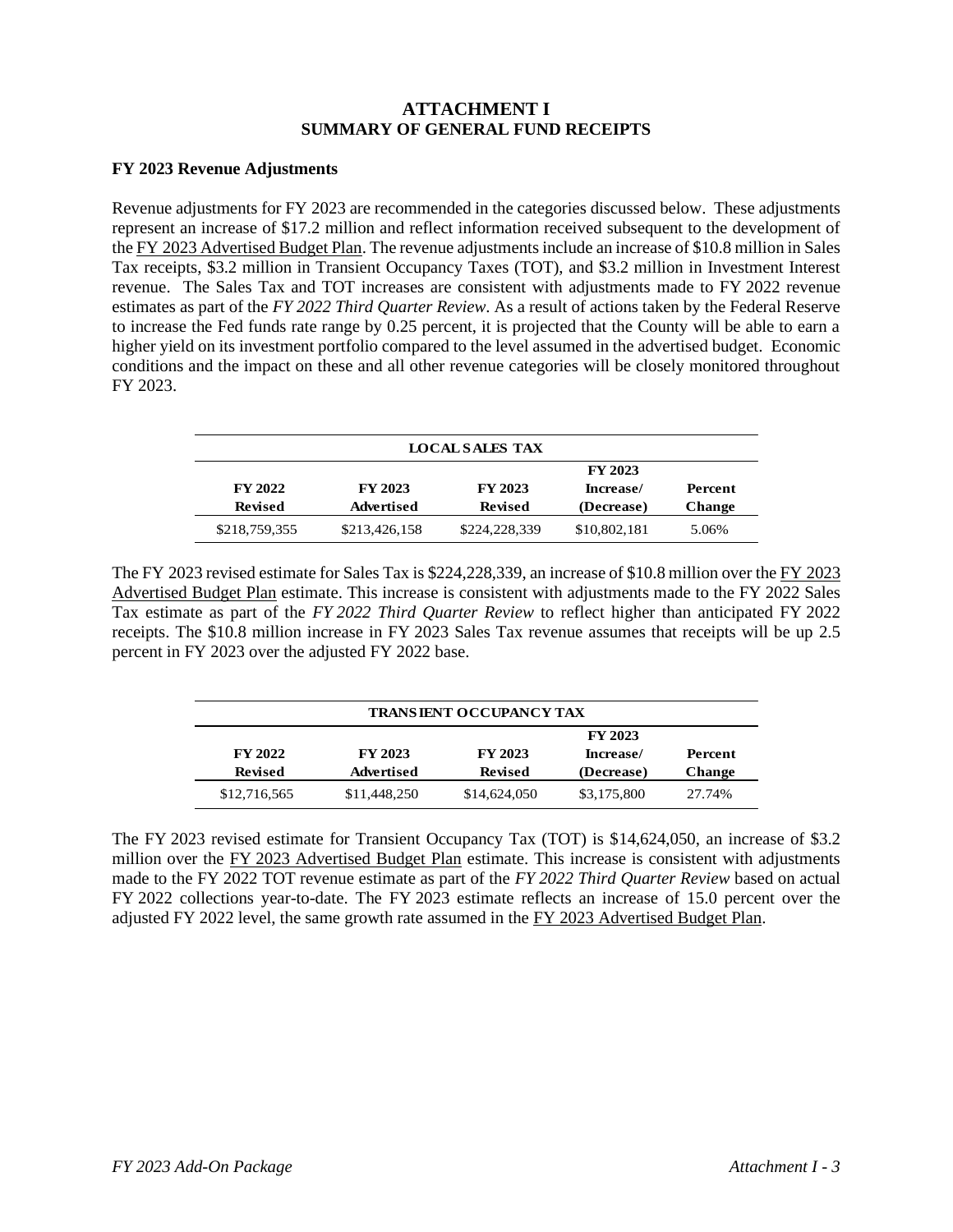# ATTACHMENT I
## SUMMARY OF GENERAL FUND RECEIPTS

### FY 2023 Revenue Adjustments

Revenue adjustments for FY 2023 are recommended in the categories discussed below. These adjustments represent an increase of $17.2 million and reflect information received subsequent to the development of the FY 2023 Advertised Budget Plan. The revenue adjustments include an increase of $10.8 million in Sales Tax receipts, $3.2 million in Transient Occupancy Taxes (TOT), and $3.2 million in Investment Interest revenue. The Sales Tax and TOT increases are consistent with adjustments made to FY 2022 revenue estimates as part of the *FY 2022 Third Quarter Review*. As a result of actions taken by the Federal Reserve to increase the Fed funds rate range by 0.25 percent, it is projected that the County will be able to earn a higher yield on its investment portfolio compared to the level assumed in the advertised budget. Economic conditions and the impact on these and all other revenue categories will be closely monitored throughout FY 2023.

| LOCAL SALES TAX | | | | |
|---|---|---|---|---|
| FY 2022 Revised | FY 2023 Advertised | FY 2023 Revised | FY 2023 Increase/ (Decrease) | Percent Change |
| $218,759,355 | $213,426,158 | $224,228,339 | $10,802,181 | 5.06% |

The FY 2023 revised estimate for Sales Tax is $224,228,339, an increase of $10.8 million over the FY 2023 Advertised Budget Plan estimate. This increase is consistent with adjustments made to the FY 2022 Sales Tax estimate as part of the *FY 2022 Third Quarter Review* to reflect higher than anticipated FY 2022 receipts. The $10.8 million increase in FY 2023 Sales Tax revenue assumes that receipts will be up 2.5 percent in FY 2023 over the adjusted FY 2022 base.

| TRANSIENT OCCUPANCY TAX | | | | |
|---|---|---|---|---|
| FY 2022 Revised | FY 2023 Advertised | FY 2023 Revised | FY 2023 Increase/ (Decrease) | Percent Change |
| $12,716,565 | $11,448,250 | $14,624,050 | $3,175,800 | 27.74% |

The FY 2023 revised estimate for Transient Occupancy Tax (TOT) is $14,624,050, an increase of $3.2 million over the FY 2023 Advertised Budget Plan estimate. This increase is consistent with adjustments made to the FY 2022 TOT revenue estimate as part of the *FY 2022 Third Quarter Review* based on actual FY 2022 collections year-to-date. The FY 2023 estimate reflects an increase of 15.0 percent over the adjusted FY 2022 level, the same growth rate assumed in the FY 2023 Advertised Budget Plan.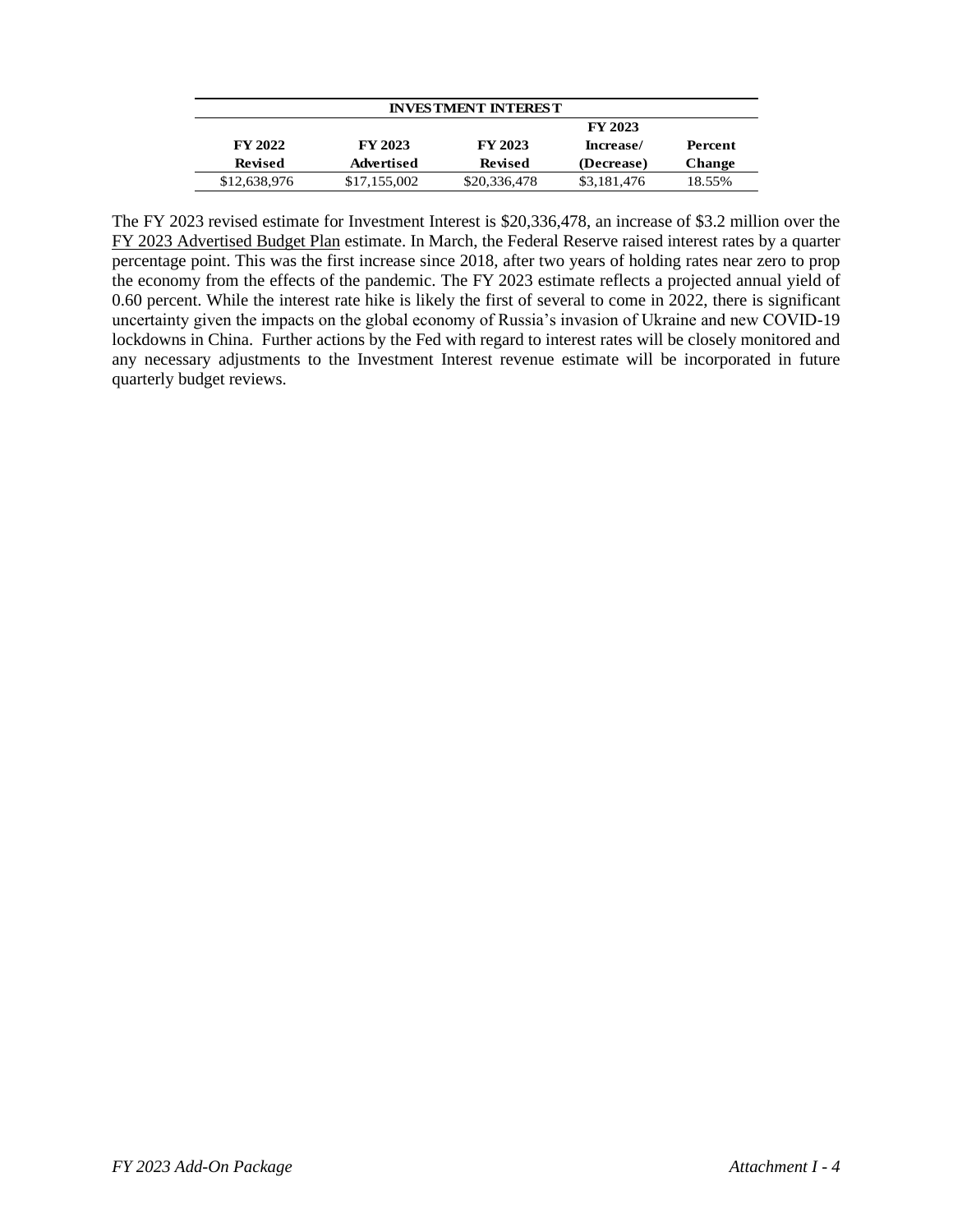| INVESTMENT INTEREST | | | | |
|---|---|---|---|---|
| FY 2022 Revised | FY 2023 Advertised | FY 2023 Revised | FY 2023 Increase/ (Decrease) | Percent Change |
| $12,638,976 | $17,155,002 | $20,336,478 | $3,181,476 | 18.55% |

The FY 2023 revised estimate for Investment Interest is $20,336,478, an increase of $3.2 million over the FY 2023 Advertised Budget Plan estimate. In March, the Federal Reserve raised interest rates by a quarter percentage point. This was the first increase since 2018, after two years of holding rates near zero to prop the economy from the effects of the pandemic. The FY 2023 estimate reflects a projected annual yield of 0.60 percent. While the interest rate hike is likely the first of several to come in 2022, there is significant uncertainty given the impacts on the global economy of Russia's invasion of Ukraine and new COVID-19 lockdowns in China. Further actions by the Fed with regard to interest rates will be closely monitored and any necessary adjustments to the Investment Interest revenue estimate will be incorporated in future quarterly budget reviews.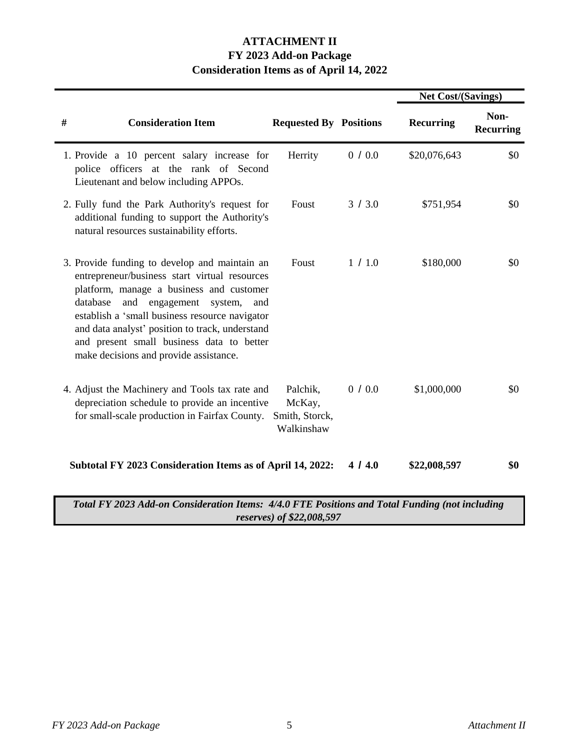# ATTACHMENT II
## FY 2023 Add-on Package
## Consideration Items as of April 14, 2022

| # | Consideration Item | Requested By | Positions | Net Cost/(Savings) Recurring | Non-Recurring |
|---|---|---|---|---|---|
| 1. | Provide a 10 percent salary increase for police officers at the rank of Second Lieutenant and below including APPOs. | Herrity | 0 / 0.0 | $20,076,643 | $0 |
| 2. | Fully fund the Park Authority's request for additional funding to support the Authority's natural resources sustainability efforts. | Foust | 3 / 3.0 | $751,954 | $0 |
| 3. | Provide funding to develop and maintain an entrepreneur/business start virtual resources platform, manage a business and customer database and engagement system, and establish a 'small business resource navigator and data analyst' position to track, understand and present small business data to better make decisions and provide assistance. | Foust | 1 / 1.0 | $180,000 | $0 |
| 4. | Adjust the Machinery and Tools tax rate and depreciation schedule to provide an incentive for small-scale production in Fairfax County. | Palchik, McKay, Smith, Storck, Walkinshaw | 0 / 0.0 | $1,000,000 | $0 |
| | **Subtotal FY 2023 Consideration Items as of April 14, 2022:** | | **4 / 4.0** | **$22,008,597** | **$0** |

***Total FY 2023 Add-on Consideration Items: 4/4.0 FTE Positions and Total Funding (not including reserves) of $22,008,597***